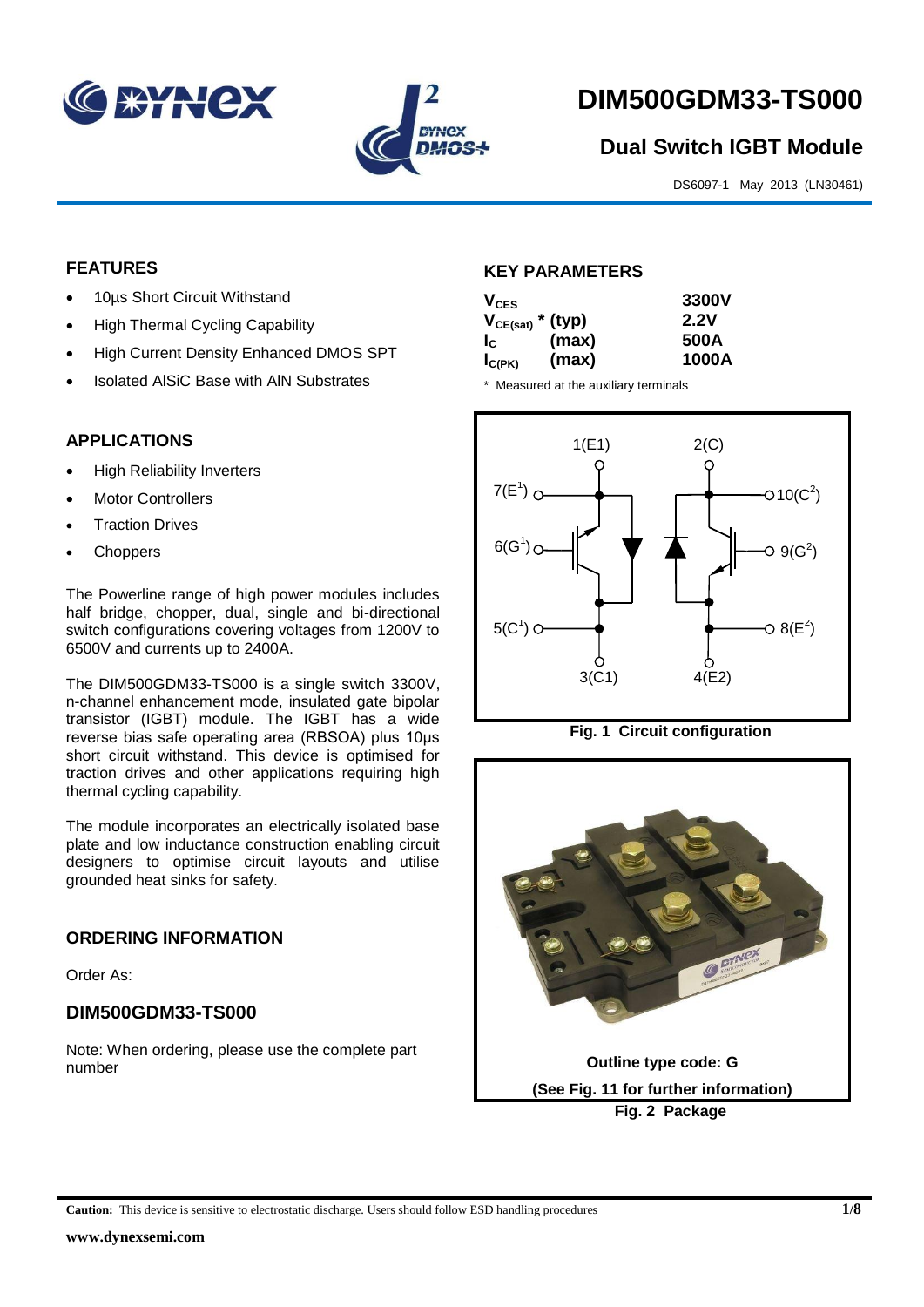# DIM500GDM33-TS000

## Dual Switch IGBT Module

DS6097-1 May 2013 (LN30461)

### FEATURES

- 10µs Short Circuit Withstand
- High Thermal Cycling Capability
- High Current Density Enhanced DMOS SPT
- Isolated AlSiC Base with AlN Substrates

### APPLICATIONS

- High Reliability Inverters
- Motor Controllers
- Traction Drives
- Choppers

The Powerline range of high power modules includes half bridge, chopper, dual, single and bi-directional switch configurations covering voltages from 1200V to 6500V and currents up to 2400A.

The DIM500GDM33-TS000 is a single switch 3300V, n-channel enhancement mode, insulated gate bipolar transistor (IGBT) module. The IGBT has a wide reverse bias safe operating area (RBSOA) plus 10µs short circuit withstand. This device is optimised for traction drives and other applications requiring high thermal cycling capability.

The module incorporates an electrically isolated base plate and low inductance construction enabling circuit designers to optimise circuit layouts and utilise grounded heat sinks for safety.

### ORDERING INFORMATION

Order As:

### DIM500GDM33-TS000

Note: When ordering, please use the complete part number

### KEY PARAMETERS

| | | |
|---|---|---|
| $V_{CES}$ | | 3300V |
| $V_{CE(sat)}$ * | (typ) | 2.2V |
| $I_C$ | (max) | 500A |
| $I_{C(PK)}$ | (max) | 1000A |

\* Measured at the auxiliary terminals

Fig. 1 Circuit configuration

Outline type code: G

(See Fig. 11 for further information)

Fig. 2 Package

**Caution:** This device is sensitive to electrostatic discharge. Users should follow ESD handling procedures

www.dynexsemi.com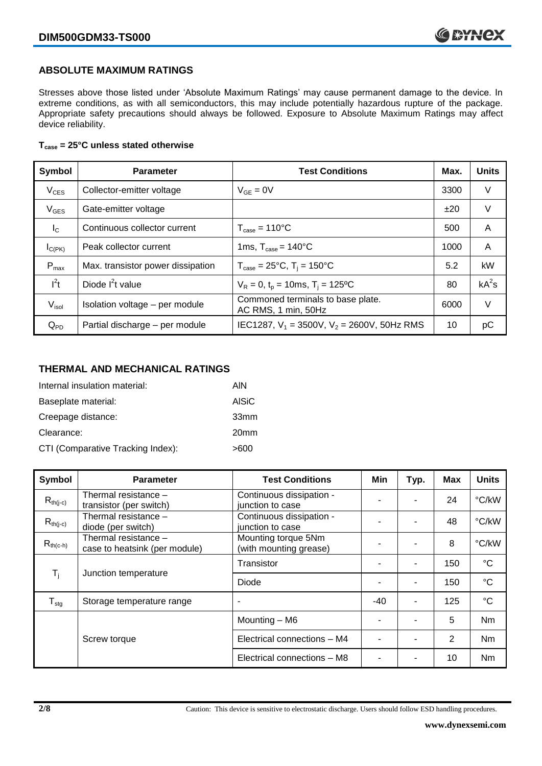## ABSOLUTE MAXIMUM RATINGS

Stresses above those listed under 'Absolute Maximum Ratings' may cause permanent damage to the device. In extreme conditions, as with all semiconductors, this may include potentially hazardous rupture of the package. Appropriate safety precautions should always be followed. Exposure to Absolute Maximum Ratings may affect device reliability.

**$T_{case}$ = 25°C unless stated otherwise**

| Symbol | Parameter | Test Conditions | Max. | Units |
|---|---|---|---|---|
| $V_{CES}$ | Collector-emitter voltage | $V_{GE}$ = 0V | 3300 | V |
| $V_{GES}$ | Gate-emitter voltage | | ±20 | V |
| $I_C$ | Continuous collector current | $T_{case}$ = 110°C | 500 | A |
| $I_{C(PK)}$ | Peak collector current | 1ms, $T_{case}$ = 140°C | 1000 | A |
| $P_{max}$ | Max. transistor power dissipation | $T_{case}$ = 25°C, $T_j$ = 150°C | 5.2 | kW |
| $I^2t$ | Diode $I^2t$ value | $V_R$ = 0, $t_p$ = 10ms, $T_j$ = 125ºC | 80 | $kA^2s$ |
| $V_{isol}$ | Isolation voltage – per module | Commoned terminals to base plate. AC RMS, 1 min, 50Hz | 6000 | V |
| $Q_{PD}$ | Partial discharge – per module | IEC1287, $V_1$ = 3500V, $V_2$ = 2600V, 50Hz RMS | 10 | pC |

## THERMAL AND MECHANICAL RATINGS

Internal insulation material: AlN

Baseplate material: AlSiC

Creepage distance: 33mm

Clearance: 20mm

CTI (Comparative Tracking Index): >600

| Symbol | Parameter | Test Conditions | Min | Typ. | Max | Units |
|---|---|---|---|---|---|---|
| $R_{th(j-c)}$ | Thermal resistance – transistor (per switch) | Continuous dissipation - junction to case | - | - | 24 | °C/kW |
| $R_{th(j-c)}$ | Thermal resistance – diode (per switch) | Continuous dissipation - junction to case | - | - | 48 | °C/kW |
| $R_{th(c-h)}$ | Thermal resistance – case to heatsink (per module) | Mounting torque 5Nm (with mounting grease) | - | - | 8 | °C/kW |
| $T_j$ | Junction temperature | Transistor | - | - | 150 | °C |
| | | Diode | - | - | 150 | °C |
| $T_{stg}$ | Storage temperature range | - | -40 | - | 125 | °C |
| | Screw torque | Mounting – M6 | - | - | 5 | Nm |
| | | Electrical connections – M4 | - | - | 2 | Nm |
| | | Electrical connections – M8 | - | - | 10 | Nm |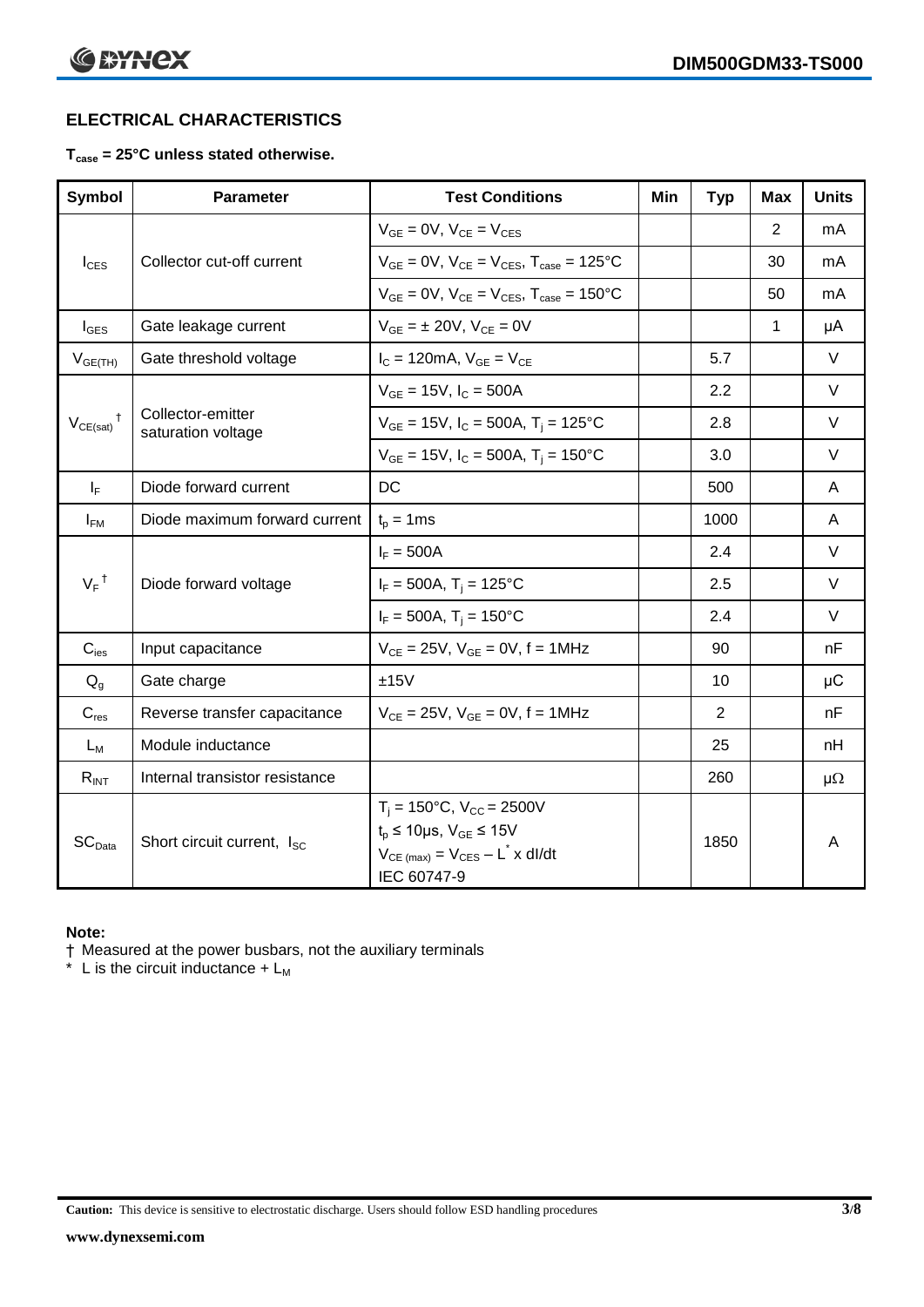## ELECTRICAL CHARACTERISTICS

**$T_{case}$ = 25°C unless stated otherwise.**

| Symbol | Parameter | Test Conditions | Min | Typ | Max | Units |
|---|---|---|---|---|---|---|
| $I_{CES}$ | Collector cut-off current | $V_{GE}$ = 0V, $V_{CE}$ = $V_{CES}$ | | | 2 | mA |
| | | $V_{GE}$ = 0V, $V_{CE}$ = $V_{CES}$, $T_{case}$ = 125°C | | | 30 | mA |
| | | $V_{GE}$ = 0V, $V_{CE}$ = $V_{CES}$, $T_{case}$ = 150°C | | | 50 | mA |
| $I_{GES}$ | Gate leakage current | $V_{GE}$ = ± 20V, $V_{CE}$ = 0V | | | 1 | µA |
| $V_{GE(TH)}$ | Gate threshold voltage | $I_C$ = 120mA, $V_{GE}$ = $V_{CE}$ | | 5.7 | | V |
| $V_{CE(sat)}$ † | Collector-emitter saturation voltage | $V_{GE}$ = 15V, $I_C$ = 500A | | 2.2 | | V |
| | | $V_{GE}$ = 15V, $I_C$ = 500A, $T_j$ = 125°C | | 2.8 | | V |
| | | $V_{GE}$ = 15V, $I_C$ = 500A, $T_j$ = 150°C | | 3.0 | | V |
| $I_F$ | Diode forward current | DC | | 500 | | A |
| $I_{FM}$ | Diode maximum forward current | $t_p$ = 1ms | | 1000 | | A |
| $V_F$ † | Diode forward voltage | $I_F$ = 500A | | 2.4 | | V |
| | | $I_F$ = 500A, $T_j$ = 125°C | | 2.5 | | V |
| | | $I_F$ = 500A, $T_j$ = 150°C | | 2.4 | | V |
| $C_{ies}$ | Input capacitance | $V_{CE}$ = 25V, $V_{GE}$ = 0V, f = 1MHz | | 90 | | nF |
| $Q_g$ | Gate charge | ±15V | | 10 | | µC |
| $C_{res}$ | Reverse transfer capacitance | $V_{CE}$ = 25V, $V_{GE}$ = 0V, f = 1MHz | | 2 | | nF |
| $L_M$ | Module inductance | | | 25 | | nH |
| $R_{INT}$ | Internal transistor resistance | | | 260 | | µΩ |
| $SC_{Data}$ | Short circuit current, $I_{SC}$ | $T_j$ = 150°C, $V_{CC}$ = 2500V<br>$t_p$ ≤ 10µs, $V_{GE}$ ≤ 15V<br>$V_{CE\,(max)}$ = $V_{CES}$ – $L^*$ x dI/dt<br>IEC 60747-9 | | 1850 | | A |

**Note:**

† Measured at the power busbars, not the auxiliary terminals

\* L is the circuit inductance + $L_M$

**Caution:** This device is sensitive to electrostatic discharge. Users should follow ESD handling procedures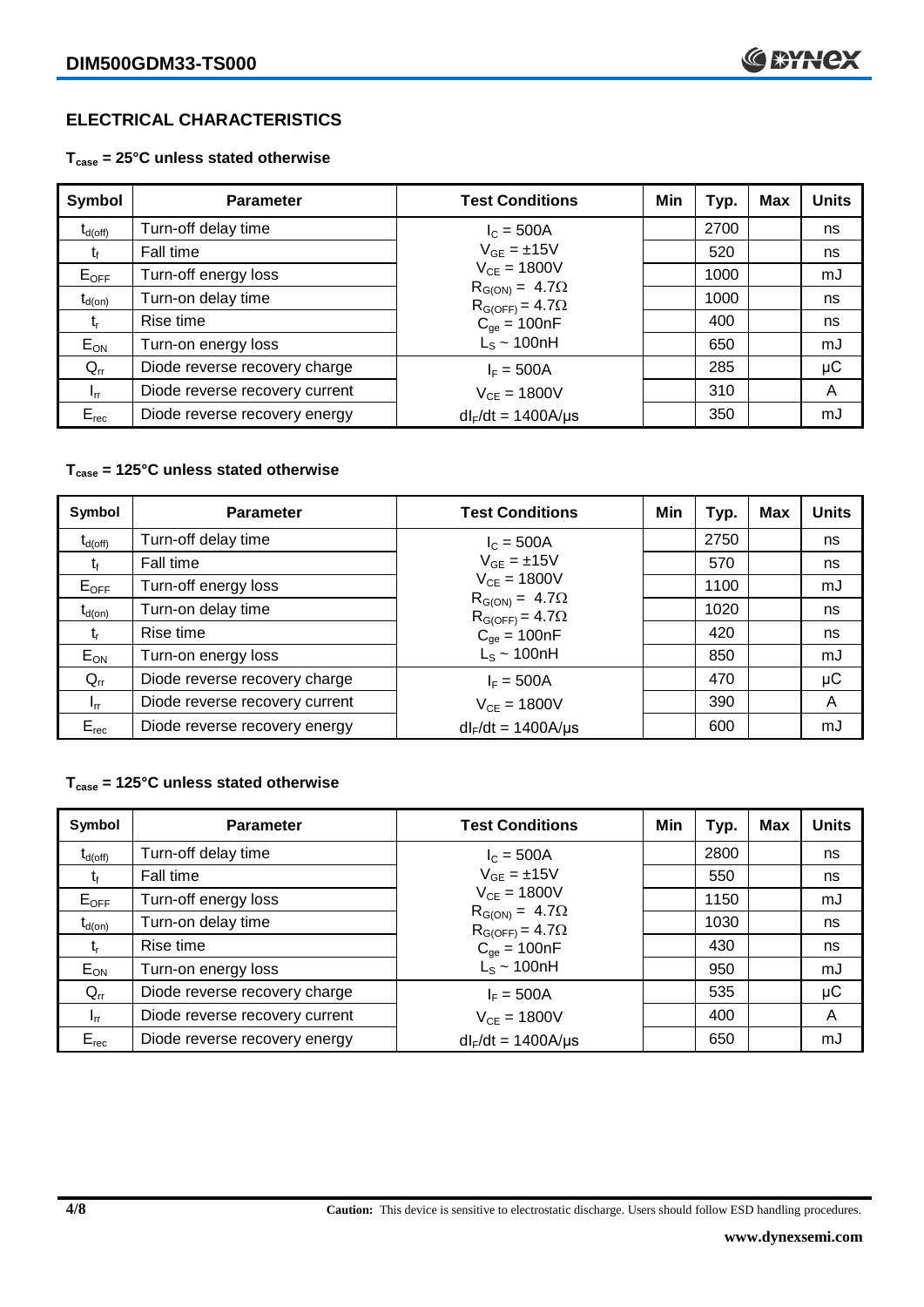## ELECTRICAL CHARACTERISTICS

**$T_{case}$ = 25°C unless stated otherwise**

| Symbol | Parameter | Test Conditions | Min | Typ. | Max | Units |
|---|---|---|---|---|---|---|
| $t_{d(off)}$ | Turn-off delay time | $I_C$ = 500A | | 2700 | | ns |
| $t_f$ | Fall time | $V_{GE}$ = ±15V | | 520 | | ns |
| $E_{OFF}$ | Turn-off energy loss | $V_{CE}$ = 1800V | | 1000 | | mJ |
| $t_{d(on)}$ | Turn-on delay time | $R_{G(ON)}$ = 4.7Ω, $R_{G(OFF)}$ = 4.7Ω | | 1000 | | ns |
| $t_r$ | Rise time | $C_{ge}$ = 100nF | | 400 | | ns |
| $E_{ON}$ | Turn-on energy loss | $L_S$ ~ 100nH | | 650 | | mJ |
| $Q_{rr}$ | Diode reverse recovery charge | $I_F$ = 500A | | 285 | | μC |
| $I_{rr}$ | Diode reverse recovery current | $V_{CE}$ = 1800V | | 310 | | A |
| $E_{rec}$ | Diode reverse recovery energy | $dI_F/dt$ = 1400A/μs | | 350 | | mJ |

**$T_{case}$ = 125°C unless stated otherwise**

| Symbol | Parameter | Test Conditions | Min | Typ. | Max | Units |
|---|---|---|---|---|---|---|
| $t_{d(off)}$ | Turn-off delay time | $I_C$ = 500A | | 2750 | | ns |
| $t_f$ | Fall time | $V_{GE}$ = ±15V | | 570 | | ns |
| $E_{OFF}$ | Turn-off energy loss | $V_{CE}$ = 1800V | | 1100 | | mJ |
| $t_{d(on)}$ | Turn-on delay time | $R_{G(ON)}$ = 4.7Ω, $R_{G(OFF)}$ = 4.7Ω | | 1020 | | ns |
| $t_r$ | Rise time | $C_{ge}$ = 100nF | | 420 | | ns |
| $E_{ON}$ | Turn-on energy loss | $L_S$ ~ 100nH | | 850 | | mJ |
| $Q_{rr}$ | Diode reverse recovery charge | $I_F$ = 500A | | 470 | | μC |
| $I_{rr}$ | Diode reverse recovery current | $V_{CE}$ = 1800V | | 390 | | A |
| $E_{rec}$ | Diode reverse recovery energy | $dI_F/dt$ = 1400A/μs | | 600 | | mJ |

**$T_{case}$ = 125°C unless stated otherwise**

| Symbol | Parameter | Test Conditions | Min | Typ. | Max | Units |
|---|---|---|---|---|---|---|
| $t_{d(off)}$ | Turn-off delay time | $I_C$ = 500A | | 2800 | | ns |
| $t_f$ | Fall time | $V_{GE}$ = ±15V | | 550 | | ns |
| $E_{OFF}$ | Turn-off energy loss | $V_{CE}$ = 1800V | | 1150 | | mJ |
| $t_{d(on)}$ | Turn-on delay time | $R_{G(ON)}$ = 4.7Ω, $R_{G(OFF)}$ = 4.7Ω | | 1030 | | ns |
| $t_r$ | Rise time | $C_{ge}$ = 100nF | | 430 | | ns |
| $E_{ON}$ | Turn-on energy loss | $L_S$ ~ 100nH | | 950 | | mJ |
| $Q_{rr}$ | Diode reverse recovery charge | $I_F$ = 500A | | 535 | | μC |
| $I_{rr}$ | Diode reverse recovery current | $V_{CE}$ = 1800V | | 400 | | A |
| $E_{rec}$ | Diode reverse recovery energy | $dI_F/dt$ = 1400A/μs | | 650 | | mJ |

**Caution:** This device is sensitive to electrostatic discharge. Users should follow ESD handling procedures.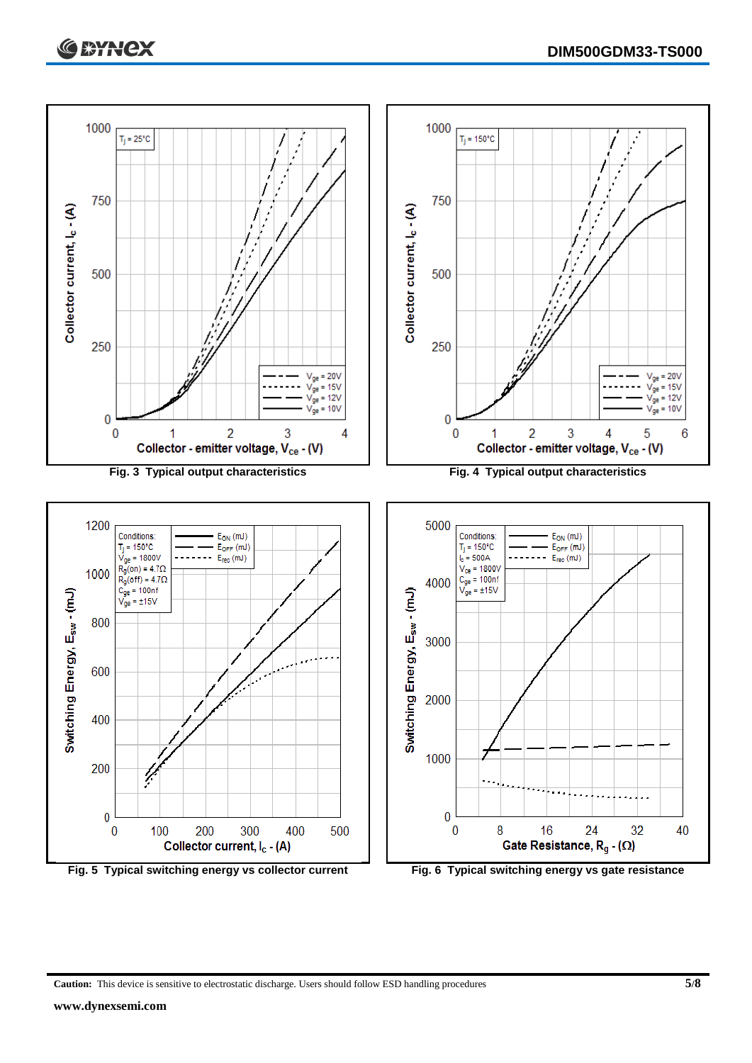Fig. 3 Typical output characteristics

Fig. 4 Typical output characteristics

Fig. 5 Typical switching energy vs collector current

Fig. 6 Typical switching energy vs gate resistance

**Caution:** This device is sensitive to electrostatic discharge. Users should follow ESD handling procedures

**www.dynexsemi.com**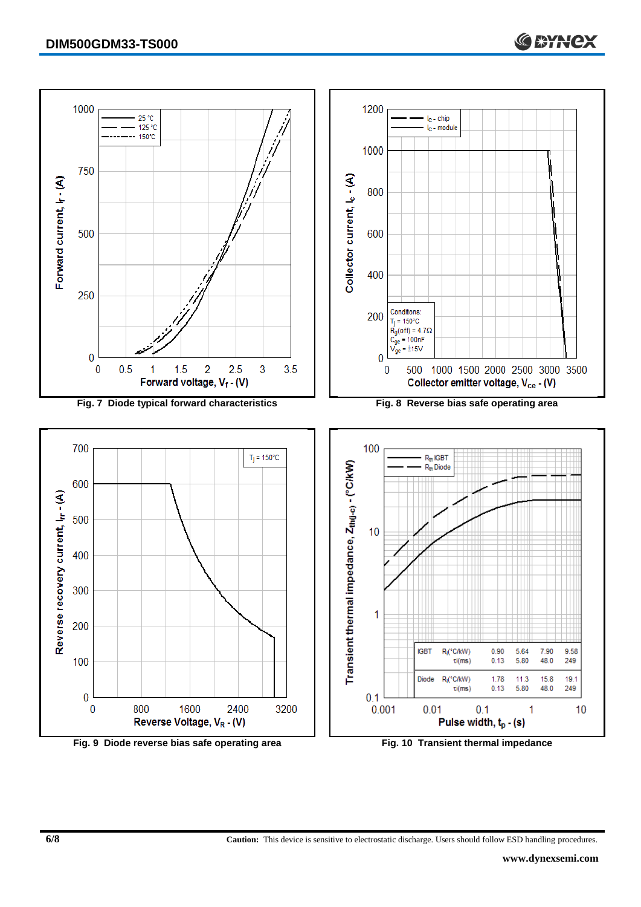Fig. 7 Diode typical forward characteristics

Fig. 8 Reverse bias safe operating area

Fig. 9 Diode reverse bias safe operating area

| | | | | | |
|---|---|---|---|---|---|
| IGBT | $R_i$(°C/kW) | 0.90 | 5.64 | 7.90 | 9.58 |
| | τi(ms) | 0.13 | 5.80 | 48.0 | 249 |
| Diode | $R_i$(°C/kW) | 1.78 | 11.3 | 15.8 | 19.1 |
| | τi(ms) | 0.13 | 5.80 | 48.0 | 249 |

Fig. 10 Transient thermal impedance

**Caution:** This device is sensitive to electrostatic discharge. Users should follow ESD handling procedures.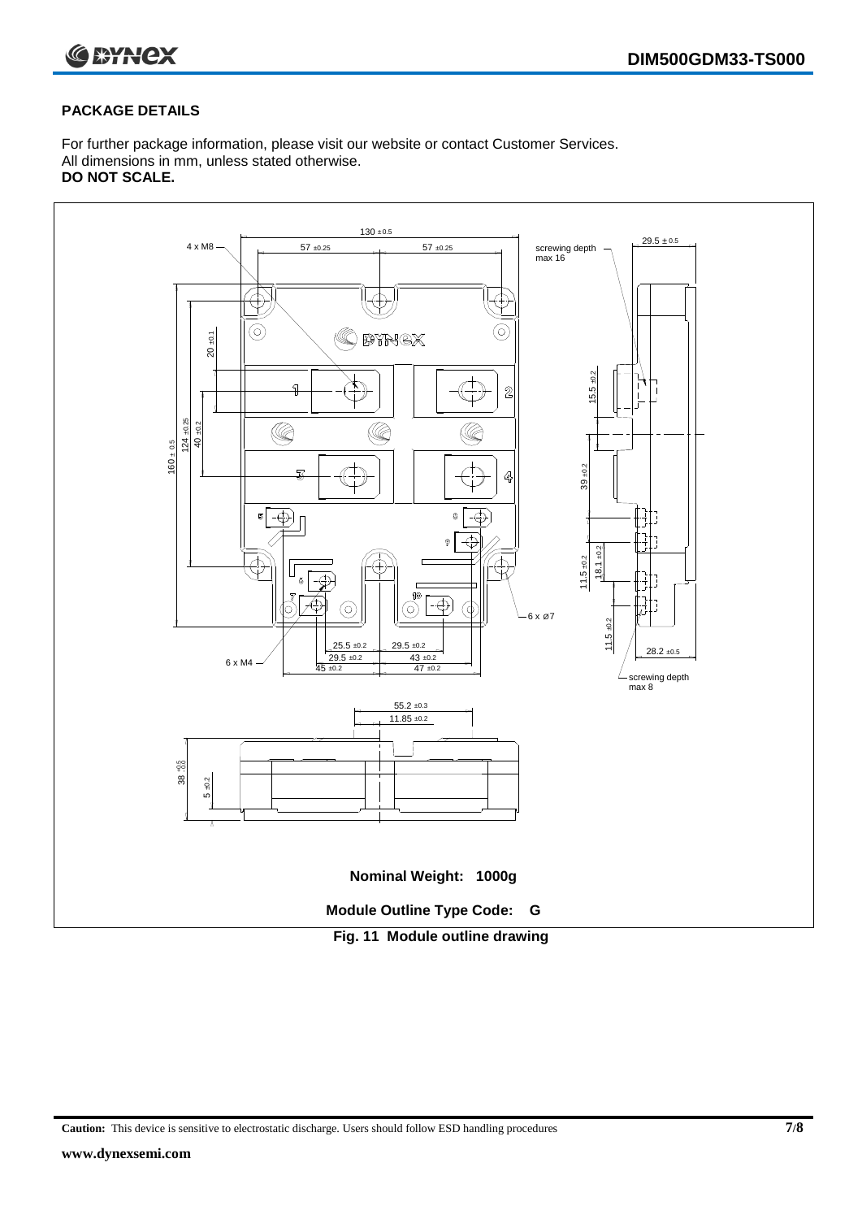## PACKAGE DETAILS

For further package information, please visit our website or contact Customer Services.
All dimensions in mm, unless stated otherwise.
**DO NOT SCALE.**

**Nominal Weight: 1000g**

**Module Outline Type Code: G**

**Fig. 11 Module outline drawing**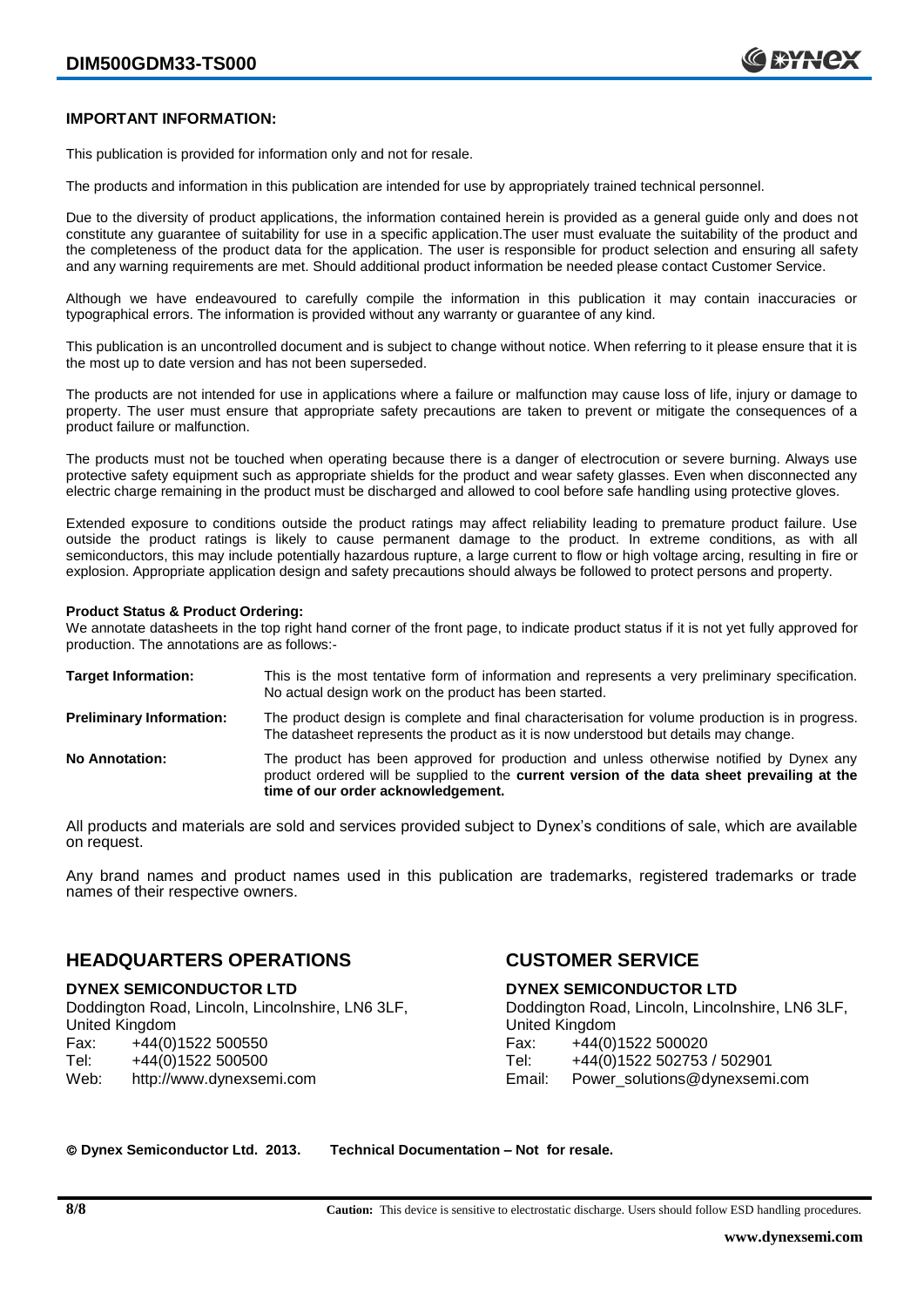## IMPORTANT INFORMATION:

This publication is provided for information only and not for resale.

The products and information in this publication are intended for use by appropriately trained technical personnel.

Due to the diversity of product applications, the information contained herein is provided as a general guide only and does not constitute any guarantee of suitability for use in a specific application.The user must evaluate the suitability of the product and the completeness of the product data for the application. The user is responsible for product selection and ensuring all safety and any warning requirements are met. Should additional product information be needed please contact Customer Service.

Although we have endeavoured to carefully compile the information in this publication it may contain inaccuracies or typographical errors. The information is provided without any warranty or guarantee of any kind.

This publication is an uncontrolled document and is subject to change without notice. When referring to it please ensure that it is the most up to date version and has not been superseded.

The products are not intended for use in applications where a failure or malfunction may cause loss of life, injury or damage to property. The user must ensure that appropriate safety precautions are taken to prevent or mitigate the consequences of a product failure or malfunction.

The products must not be touched when operating because there is a danger of electrocution or severe burning. Always use protective safety equipment such as appropriate shields for the product and wear safety glasses. Even when disconnected any electric charge remaining in the product must be discharged and allowed to cool before safe handling using protective gloves.

Extended exposure to conditions outside the product ratings may affect reliability leading to premature product failure. Use outside the product ratings is likely to cause permanent damage to the product. In extreme conditions, as with all semiconductors, this may include potentially hazardous rupture, a large current to flow or high voltage arcing, resulting in fire or explosion. Appropriate application design and safety precautions should always be followed to protect persons and property.

**Product Status & Product Ordering:**

We annotate datasheets in the top right hand corner of the front page, to indicate product status if it is not yet fully approved for production. The annotations are as follows:-

| | |
|---|---|
| **Target Information:** | This is the most tentative form of information and represents a very preliminary specification. No actual design work on the product has been started. |
| **Preliminary Information:** | The product design is complete and final characterisation for volume production is in progress. The datasheet represents the product as it is now understood but details may change. |
| **No Annotation:** | The product has been approved for production and unless otherwise notified by Dynex any product ordered will be supplied to the **current version of the data sheet prevailing at the time of our order acknowledgement.** |

All products and materials are sold and services provided subject to Dynex's conditions of sale, which are available on request.

Any brand names and product names used in this publication are trademarks, registered trademarks or trade names of their respective owners.

## HEADQUARTERS OPERATIONS

**DYNEX SEMICONDUCTOR LTD**

Doddington Road, Lincoln, Lincolnshire, LN6 3LF,
United Kingdom
Fax: +44(0)1522 500550
Tel: +44(0)1522 500500
Web: http://www.dynexsemi.com

## CUSTOMER SERVICE

**DYNEX SEMICONDUCTOR LTD**

Doddington Road, Lincoln, Lincolnshire, LN6 3LF,
United Kingdom
Fax: +44(0)1522 500020
Tel: +44(0)1522 502753 / 502901
Email: Power_solutions@dynexsemi.com

**© Dynex Semiconductor Ltd. 2013. Technical Documentation – Not for resale.**

**Caution:** This device is sensitive to electrostatic discharge. Users should follow ESD handling procedures.